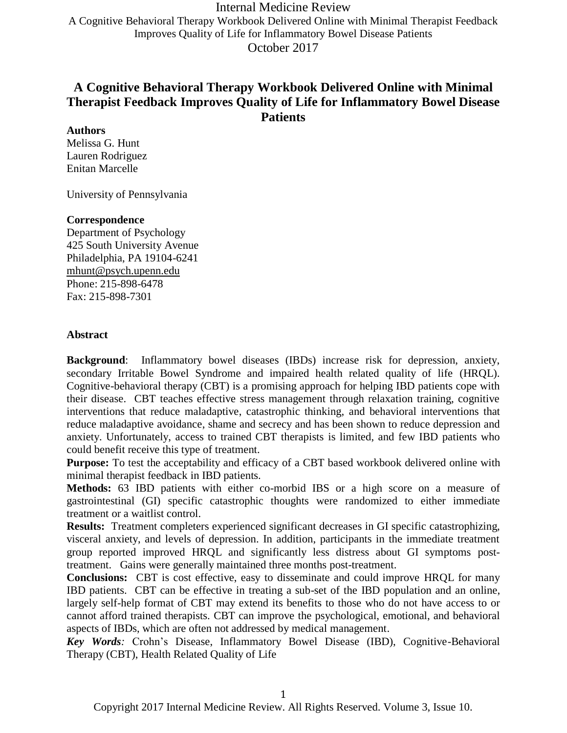# A Cognitive Behavioral Therapy Workbook Delivered Online with Minimal Therapist Feedback Improves Quality of Life for Inflammatory Bowel Disease Patients

**Authors**

Melissa G. Hunt
Lauren Rodriguez
Enitan Marcelle

University of Pennsylvania

**Correspondence**

Department of Psychology
425 South University Avenue
Philadelphia, PA 19104-6241
mhunt@psych.upenn.edu
Phone: 215-898-6478
Fax: 215-898-7301

## Abstract

**Background**: Inflammatory bowel diseases (IBDs) increase risk for depression, anxiety, secondary Irritable Bowel Syndrome and impaired health related quality of life (HRQL). Cognitive-behavioral therapy (CBT) is a promising approach for helping IBD patients cope with their disease. CBT teaches effective stress management through relaxation training, cognitive interventions that reduce maladaptive, catastrophic thinking, and behavioral interventions that reduce maladaptive avoidance, shame and secrecy and has been shown to reduce depression and anxiety. Unfortunately, access to trained CBT therapists is limited, and few IBD patients who could benefit receive this type of treatment.

**Purpose:** To test the acceptability and efficacy of a CBT based workbook delivered online with minimal therapist feedback in IBD patients.

**Methods:** 63 IBD patients with either co-morbid IBS or a high score on a measure of gastrointestinal (GI) specific catastrophic thoughts were randomized to either immediate treatment or a waitlist control.

**Results:** Treatment completers experienced significant decreases in GI specific catastrophizing, visceral anxiety, and levels of depression. In addition, participants in the immediate treatment group reported improved HRQL and significantly less distress about GI symptoms post-treatment. Gains were generally maintained three months post-treatment.

**Conclusions:** CBT is cost effective, easy to disseminate and could improve HRQL for many IBD patients. CBT can be effective in treating a sub-set of the IBD population and an online, largely self-help format of CBT may extend its benefits to those who do not have access to or cannot afford trained therapists. CBT can improve the psychological, emotional, and behavioral aspects of IBDs, which are often not addressed by medical management.

***Key Words:*** Crohn's Disease, Inflammatory Bowel Disease (IBD), Cognitive-Behavioral Therapy (CBT), Health Related Quality of Life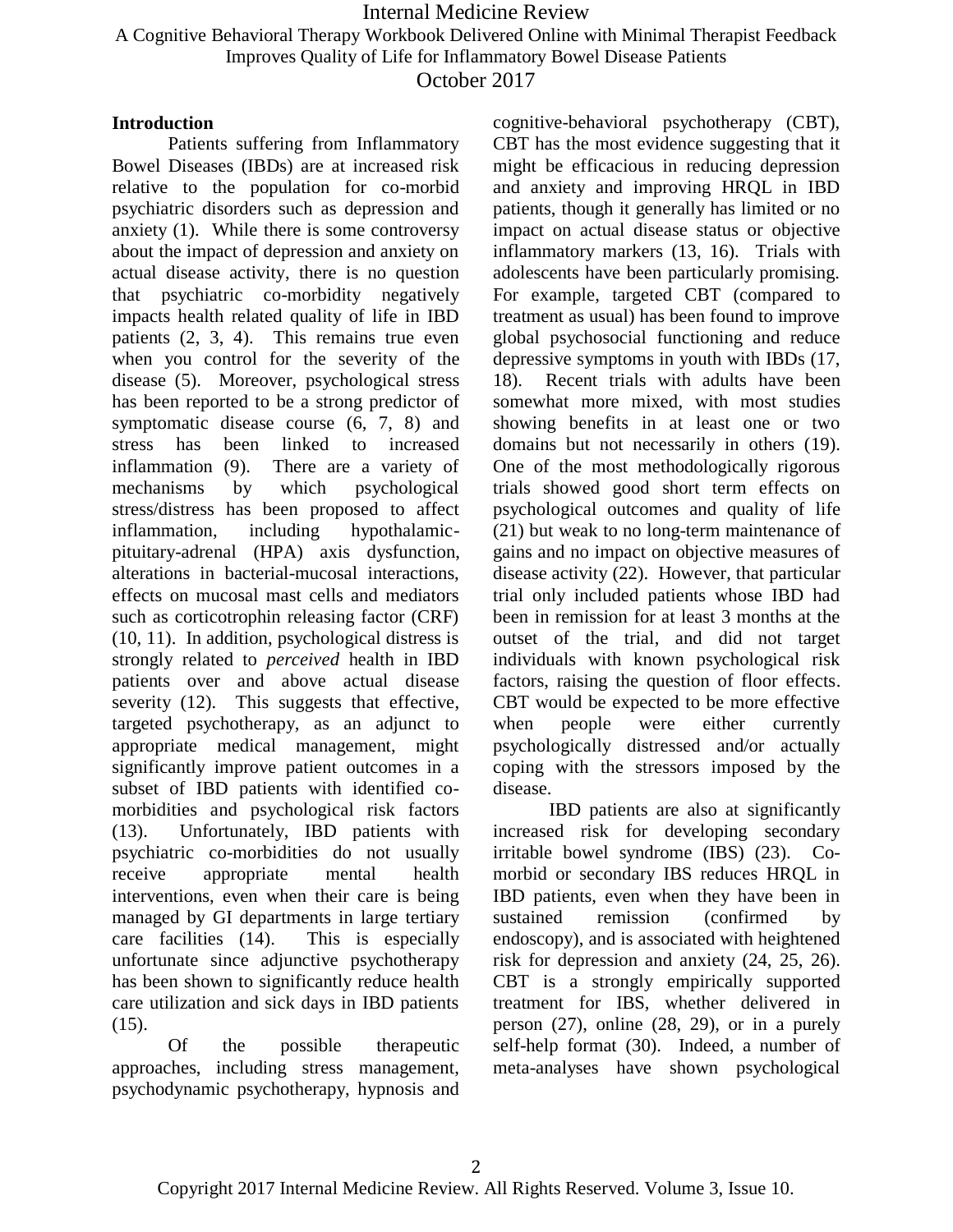## Introduction

Patients suffering from Inflammatory Bowel Diseases (IBDs) are at increased risk relative to the population for co-morbid psychiatric disorders such as depression and anxiety (1). While there is some controversy about the impact of depression and anxiety on actual disease activity, there is no question that psychiatric co-morbidity negatively impacts health related quality of life in IBD patients (2, 3, 4). This remains true even when you control for the severity of the disease (5). Moreover, psychological stress has been reported to be a strong predictor of symptomatic disease course (6, 7, 8) and stress has been linked to increased inflammation (9). There are a variety of mechanisms by which psychological stress/distress has been proposed to affect inflammation, including hypothalamic-pituitary-adrenal (HPA) axis dysfunction, alterations in bacterial-mucosal interactions, effects on mucosal mast cells and mediators such as corticotrophin releasing factor (CRF) (10, 11). In addition, psychological distress is strongly related to *perceived* health in IBD patients over and above actual disease severity (12). This suggests that effective, targeted psychotherapy, as an adjunct to appropriate medical management, might significantly improve patient outcomes in a subset of IBD patients with identified co-morbidities and psychological risk factors (13). Unfortunately, IBD patients with psychiatric co-morbidities do not usually receive appropriate mental health interventions, even when their care is being managed by GI departments in large tertiary care facilities (14). This is especially unfortunate since adjunctive psychotherapy has been shown to significantly reduce health care utilization and sick days in IBD patients (15).

Of the possible therapeutic approaches, including stress management, psychodynamic psychotherapy, hypnosis and cognitive-behavioral psychotherapy (CBT), CBT has the most evidence suggesting that it might be efficacious in reducing depression and anxiety and improving HRQL in IBD patients, though it generally has limited or no impact on actual disease status or objective inflammatory markers (13, 16). Trials with adolescents have been particularly promising. For example, targeted CBT (compared to treatment as usual) has been found to improve global psychosocial functioning and reduce depressive symptoms in youth with IBDs (17, 18). Recent trials with adults have been somewhat more mixed, with most studies showing benefits in at least one or two domains but not necessarily in others (19). One of the most methodologically rigorous trials showed good short term effects on psychological outcomes and quality of life (21) but weak to no long-term maintenance of gains and no impact on objective measures of disease activity (22). However, that particular trial only included patients whose IBD had been in remission for at least 3 months at the outset of the trial, and did not target individuals with known psychological risk factors, raising the question of floor effects. CBT would be expected to be more effective when people were either currently psychologically distressed and/or actually coping with the stressors imposed by the disease.

IBD patients are also at significantly increased risk for developing secondary irritable bowel syndrome (IBS) (23). Co-morbid or secondary IBS reduces HRQL in IBD patients, even when they have been in sustained remission (confirmed by endoscopy), and is associated with heightened risk for depression and anxiety (24, 25, 26). CBT is a strongly empirically supported treatment for IBS, whether delivered in person (27), online (28, 29), or in a purely self-help format (30). Indeed, a number of meta-analyses have shown psychological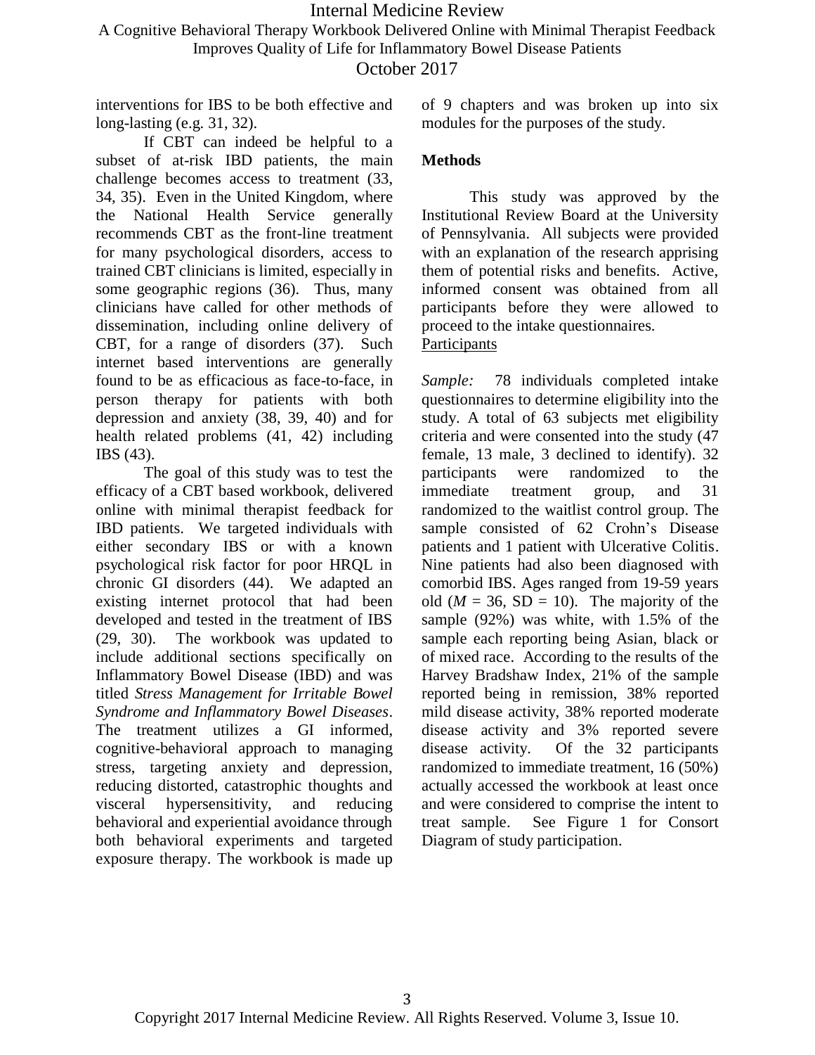interventions for IBS to be both effective and long-lasting (e.g. 31, 32).

If CBT can indeed be helpful to a subset of at-risk IBD patients, the main challenge becomes access to treatment (33, 34, 35). Even in the United Kingdom, where the National Health Service generally recommends CBT as the front-line treatment for many psychological disorders, access to trained CBT clinicians is limited, especially in some geographic regions (36). Thus, many clinicians have called for other methods of dissemination, including online delivery of CBT, for a range of disorders (37). Such internet based interventions are generally found to be as efficacious as face-to-face, in person therapy for patients with both depression and anxiety (38, 39, 40) and for health related problems (41, 42) including IBS (43).

The goal of this study was to test the efficacy of a CBT based workbook, delivered online with minimal therapist feedback for IBD patients. We targeted individuals with either secondary IBS or with a known psychological risk factor for poor HRQL in chronic GI disorders (44). We adapted an existing internet protocol that had been developed and tested in the treatment of IBS (29, 30). The workbook was updated to include additional sections specifically on Inflammatory Bowel Disease (IBD) and was titled *Stress Management for Irritable Bowel Syndrome and Inflammatory Bowel Diseases*. The treatment utilizes a GI informed, cognitive-behavioral approach to managing stress, targeting anxiety and depression, reducing distorted, catastrophic thoughts and visceral hypersensitivity, and reducing behavioral and experiential avoidance through both behavioral experiments and targeted exposure therapy. The workbook is made up of 9 chapters and was broken up into six modules for the purposes of the study.

## Methods

This study was approved by the Institutional Review Board at the University of Pennsylvania. All subjects were provided with an explanation of the research apprising them of potential risks and benefits. Active, informed consent was obtained from all participants before they were allowed to proceed to the intake questionnaires.

### Participants

*Sample:* 78 individuals completed intake questionnaires to determine eligibility into the study. A total of 63 subjects met eligibility criteria and were consented into the study (47 female, 13 male, 3 declined to identify). 32 participants were randomized to the immediate treatment group, and 31 randomized to the waitlist control group. The sample consisted of 62 Crohn's Disease patients and 1 patient with Ulcerative Colitis. Nine patients had also been diagnosed with comorbid IBS. Ages ranged from 19-59 years old ($M$ = 36, SD = 10). The majority of the sample (92%) was white, with 1.5% of the sample each reporting being Asian, black or of mixed race. According to the results of the Harvey Bradshaw Index, 21% of the sample reported being in remission, 38% reported mild disease activity, 38% reported moderate disease activity and 3% reported severe disease activity. Of the 32 participants randomized to immediate treatment, 16 (50%) actually accessed the workbook at least once and were considered to comprise the intent to treat sample. See Figure 1 for Consort Diagram of study participation.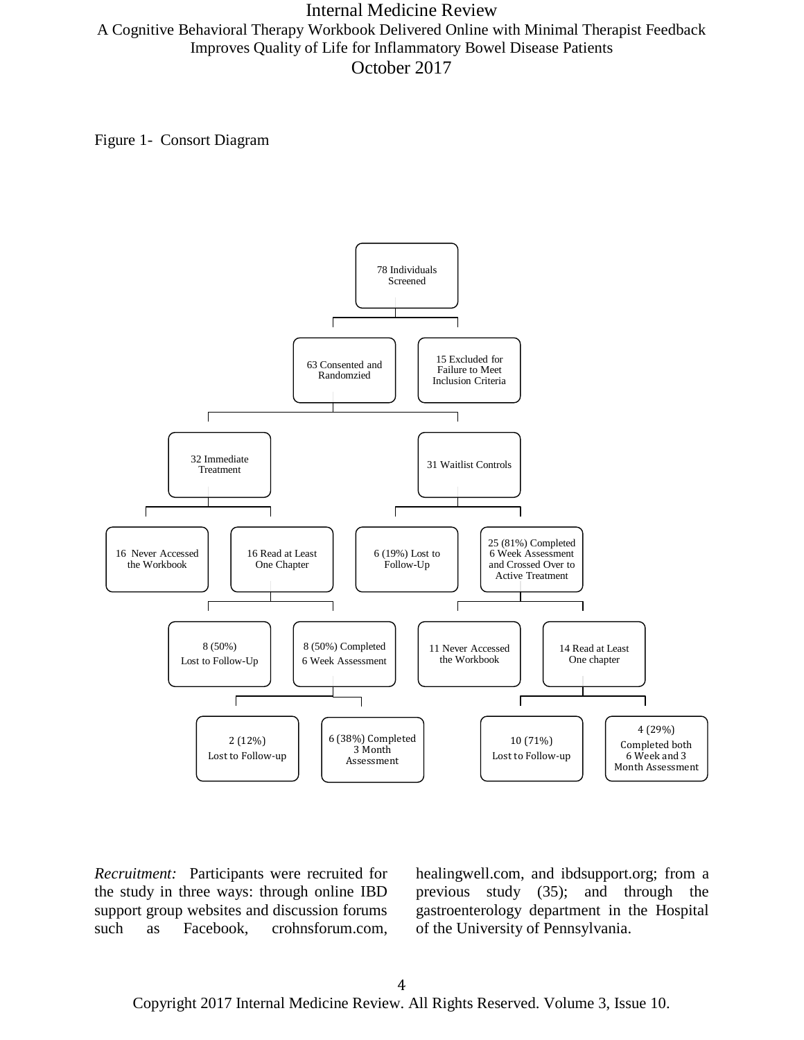Figure 1- Consort Diagram

78 Individuals Screened

63 Consented and Randomzied

15 Excluded for Failure to Meet Inclusion Criteria

32 Immediate Treatment

31 Waitlist Controls

16 Never Accessed the Workbook

16 Read at Least One Chapter

6 (19%) Lost to Follow-Up

25 (81%) Completed 6 Week Assessment and Crossed Over to Active Treatment

8 (50%) Lost to Follow-Up

8 (50%) Completed 6 Week Assessment

11 Never Accessed the Workbook

14 Read at Least One chapter

2 (12%) Lost to Follow-up

6 (38%) Completed 3 Month Assessment

10 (71%) Lost to Follow-up

4 (29%) Completed both 6 Week and 3 Month Assessment

*Recruitment:* Participants were recruited for the study in three ways: through online IBD support group websites and discussion forums such as Facebook, crohnsforum.com, healingwell.com, and ibdsupport.org; from a previous study (35); and through the gastroenterology department in the Hospital of the University of Pennsylvania.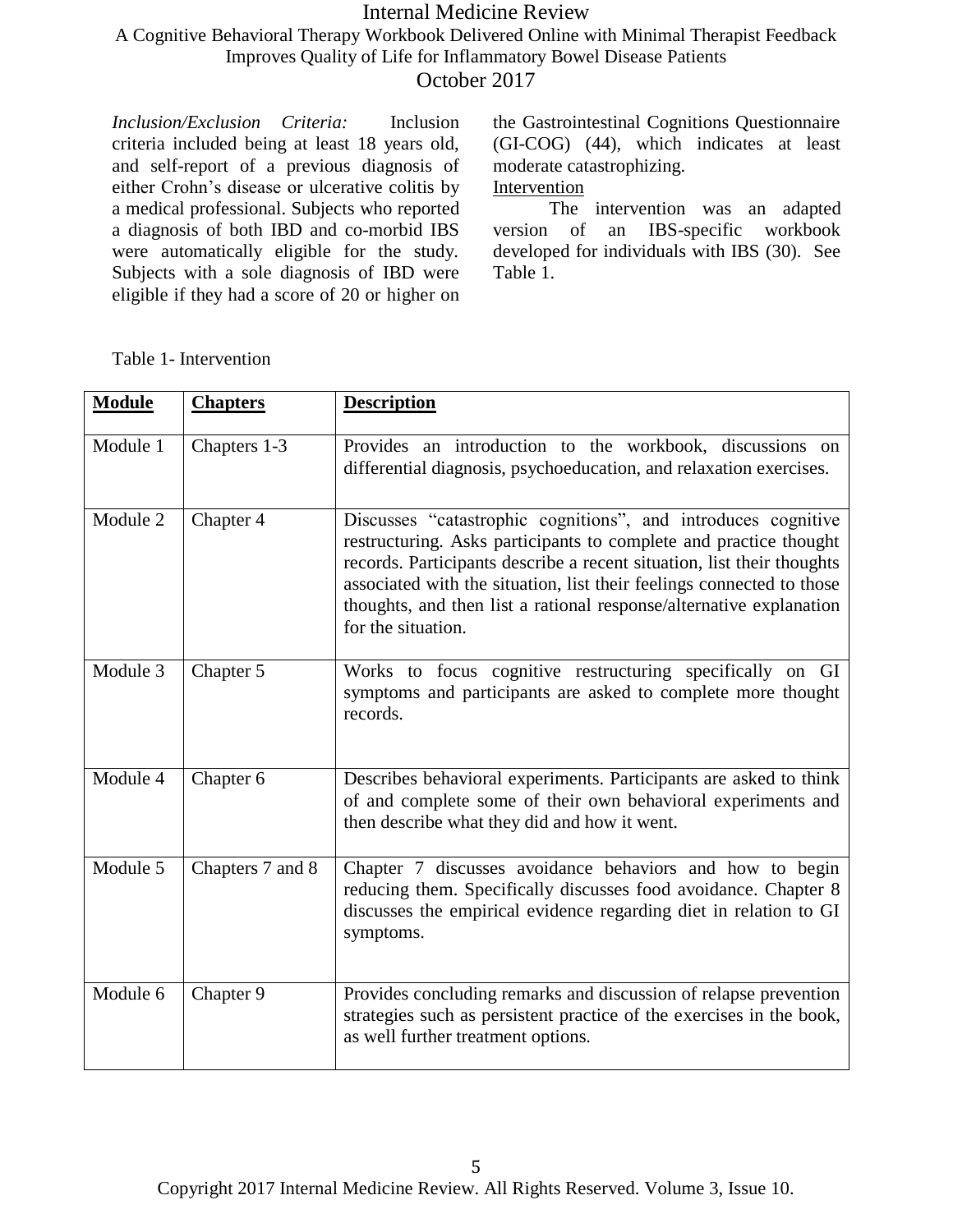*Inclusion/Exclusion Criteria:* Inclusion criteria included being at least 18 years old, and self-report of a previous diagnosis of either Crohn's disease or ulcerative colitis by a medical professional. Subjects who reported a diagnosis of both IBD and co-morbid IBS were automatically eligible for the study. Subjects with a sole diagnosis of IBD were eligible if they had a score of 20 or higher on the Gastrointestinal Cognitions Questionnaire (GI-COG) (44), which indicates at least moderate catastrophizing.

Intervention

The intervention was an adapted version of an IBS-specific workbook developed for individuals with IBS (30). See Table 1.

Table 1- Intervention

| Module | Chapters | Description |
|---|---|---|
| Module 1 | Chapters 1-3 | Provides an introduction to the workbook, discussions on differential diagnosis, psychoeducation, and relaxation exercises. |
| Module 2 | Chapter 4 | Discusses "catastrophic cognitions", and introduces cognitive restructuring. Asks participants to complete and practice thought records. Participants describe a recent situation, list their thoughts associated with the situation, list their feelings connected to those thoughts, and then list a rational response/alternative explanation for the situation. |
| Module 3 | Chapter 5 | Works to focus cognitive restructuring specifically on GI symptoms and participants are asked to complete more thought records. |
| Module 4 | Chapter 6 | Describes behavioral experiments. Participants are asked to think of and complete some of their own behavioral experiments and then describe what they did and how it went. |
| Module 5 | Chapters 7 and 8 | Chapter 7 discusses avoidance behaviors and how to begin reducing them. Specifically discusses food avoidance. Chapter 8 discusses the empirical evidence regarding diet in relation to GI symptoms. |
| Module 6 | Chapter 9 | Provides concluding remarks and discussion of relapse prevention strategies such as persistent practice of the exercises in the book, as well further treatment options. |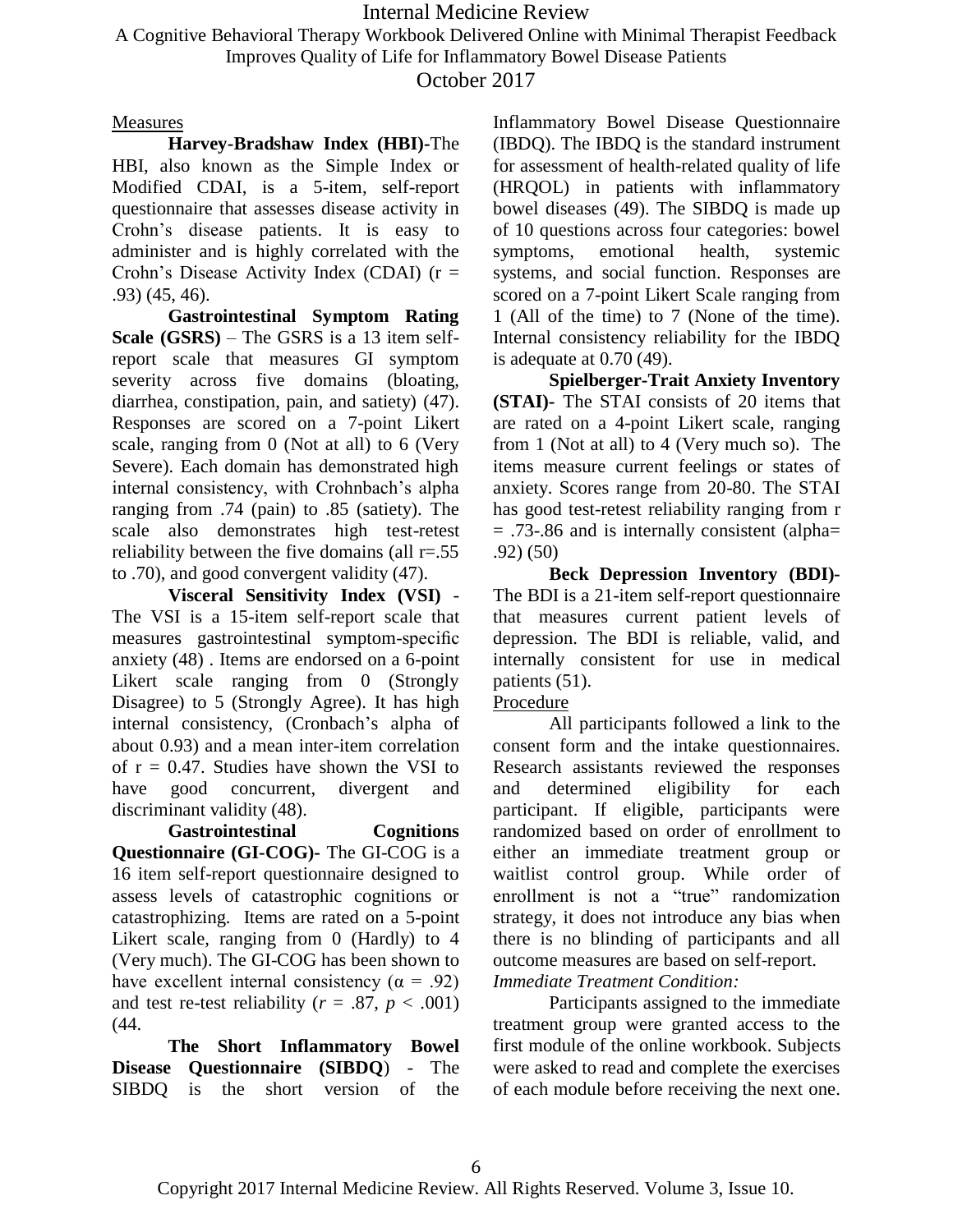Measures

**Harvey-Bradshaw Index (HBI)-**The HBI, also known as the Simple Index or Modified CDAI, is a 5-item, self-report questionnaire that assesses disease activity in Crohn's disease patients. It is easy to administer and is highly correlated with the Crohn's Disease Activity Index (CDAI) ($r = .93$) (45, 46).

**Gastrointestinal Symptom Rating Scale (GSRS)** – The GSRS is a 13 item self-report scale that measures GI symptom severity across five domains (bloating, diarrhea, constipation, pain, and satiety) (47). Responses are scored on a 7-point Likert scale, ranging from 0 (Not at all) to 6 (Very Severe). Each domain has demonstrated high internal consistency, with Crohnbach's alpha ranging from .74 (pain) to .85 (satiety). The scale also demonstrates high test-retest reliability between the five domains (all $r = .55$ to $.70$), and good convergent validity (47).

**Visceral Sensitivity Index (VSI)** - The VSI is a 15-item self-report scale that measures gastrointestinal symptom-specific anxiety (48) . Items are endorsed on a 6-point Likert scale ranging from 0 (Strongly Disagree) to 5 (Strongly Agree). It has high internal consistency, (Cronbach's alpha of about 0.93) and a mean inter-item correlation of $r = 0.47$. Studies have shown the VSI to have good concurrent, divergent and discriminant validity (48).

**Gastrointestinal Cognitions Questionnaire (GI-COG)-** The GI-COG is a 16 item self-report questionnaire designed to assess levels of catastrophic cognitions or catastrophizing. Items are rated on a 5-point Likert scale, ranging from 0 (Hardly) to 4 (Very much). The GI-COG has been shown to have excellent internal consistency ($\alpha = .92$) and test re-test reliability ($r = .87$, $p < .001$) (44.

**The Short Inflammatory Bowel Disease Questionnaire (SIBDQ)** - The SIBDQ is the short version of the Inflammatory Bowel Disease Questionnaire (IBDQ). The IBDQ is the standard instrument for assessment of health-related quality of life (HRQOL) in patients with inflammatory bowel diseases (49). The SIBDQ is made up of 10 questions across four categories: bowel symptoms, emotional health, systemic systems, and social function. Responses are scored on a 7-point Likert Scale ranging from 1 (All of the time) to 7 (None of the time). Internal consistency reliability for the IBDQ is adequate at 0.70 (49).

**Spielberger-Trait Anxiety Inventory (STAI)-** The STAI consists of 20 items that are rated on a 4-point Likert scale, ranging from 1 (Not at all) to 4 (Very much so). The items measure current feelings or states of anxiety. Scores range from 20-80. The STAI has good test-retest reliability ranging from $r = .73$-$.86$ and is internally consistent (alpha= .92) (50)

**Beck Depression Inventory (BDI)-** The BDI is a 21-item self-report questionnaire that measures current patient levels of depression. The BDI is reliable, valid, and internally consistent for use in medical patients (51).

Procedure

All participants followed a link to the consent form and the intake questionnaires. Research assistants reviewed the responses and determined eligibility for each participant. If eligible, participants were randomized based on order of enrollment to either an immediate treatment group or waitlist control group. While order of enrollment is not a "true" randomization strategy, it does not introduce any bias when there is no blinding of participants and all outcome measures are based on self-report.

*Immediate Treatment Condition:*

Participants assigned to the immediate treatment group were granted access to the first module of the online workbook. Subjects were asked to read and complete the exercises of each module before receiving the next one.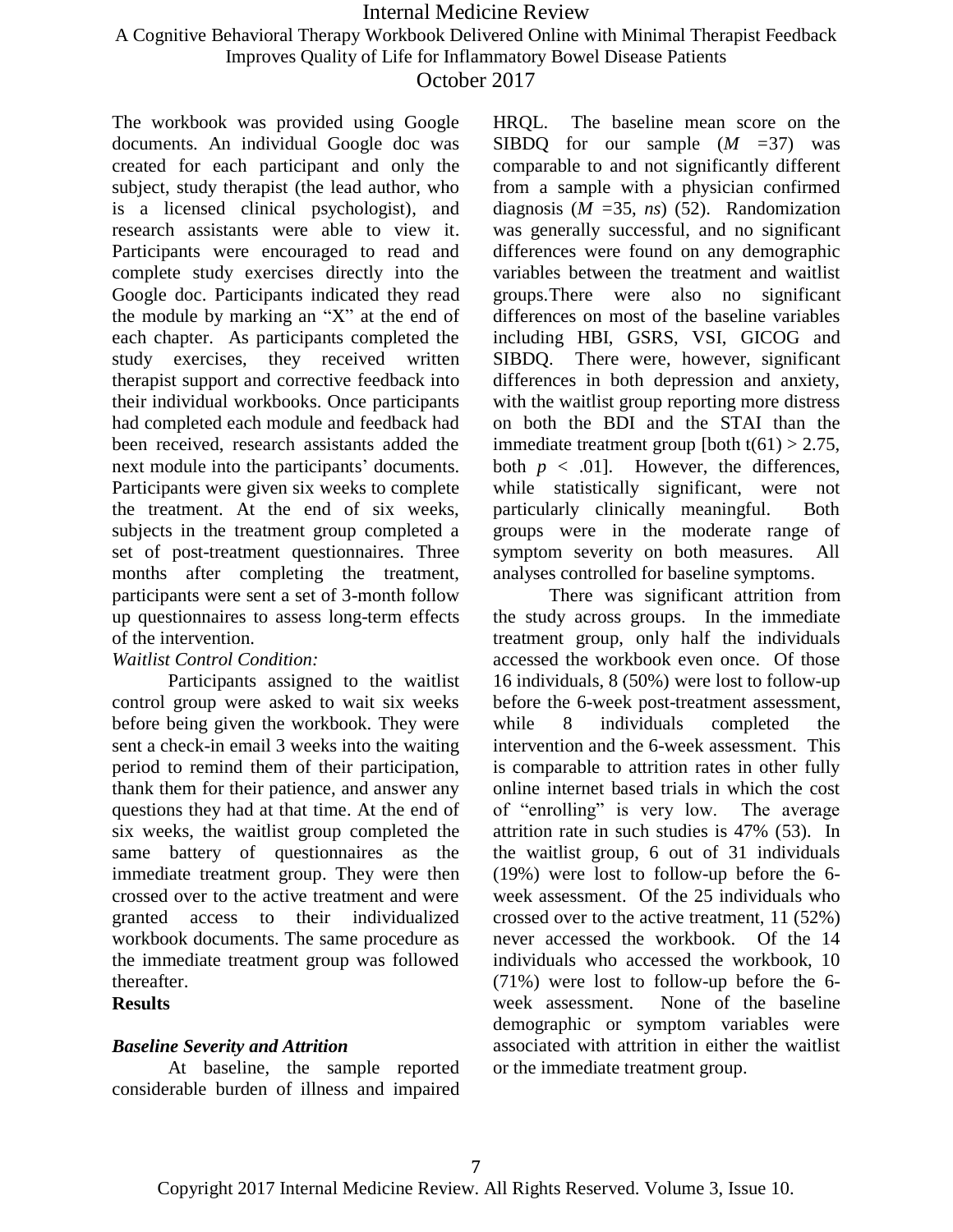The workbook was provided using Google documents. An individual Google doc was created for each participant and only the subject, study therapist (the lead author, who is a licensed clinical psychologist), and research assistants were able to view it. Participants were encouraged to read and complete study exercises directly into the Google doc. Participants indicated they read the module by marking an "X" at the end of each chapter. As participants completed the study exercises, they received written therapist support and corrective feedback into their individual workbooks. Once participants had completed each module and feedback had been received, research assistants added the next module into the participants' documents. Participants were given six weeks to complete the treatment. At the end of six weeks, subjects in the treatment group completed a set of post-treatment questionnaires. Three months after completing the treatment, participants were sent a set of 3-month follow up questionnaires to assess long-term effects of the intervention.

*Waitlist Control Condition:*

Participants assigned to the waitlist control group were asked to wait six weeks before being given the workbook. They were sent a check-in email 3 weeks into the waiting period to remind them of their participation, thank them for their patience, and answer any questions they had at that time. At the end of six weeks, the waitlist group completed the same battery of questionnaires as the immediate treatment group. They were then crossed over to the active treatment and were granted access to their individualized workbook documents. The same procedure as the immediate treatment group was followed thereafter.

## Results

### *Baseline Severity and Attrition*

At baseline, the sample reported considerable burden of illness and impaired HRQL. The baseline mean score on the SIBDQ for our sample ($M$ =37) was comparable to and not significantly different from a sample with a physician confirmed diagnosis ($M$ =35, *ns*) (52). Randomization was generally successful, and no significant differences were found on any demographic variables between the treatment and waitlist groups.There were also no significant differences on most of the baseline variables including HBI, GSRS, VSI, GICOG and SIBDQ. There were, however, significant differences in both depression and anxiety, with the waitlist group reporting more distress on both the BDI and the STAI than the immediate treatment group [both $t(61) > 2.75$, both $p < .01$]. However, the differences, while statistically significant, were not particularly clinically meaningful. Both groups were in the moderate range of symptom severity on both measures. All analyses controlled for baseline symptoms.

There was significant attrition from the study across groups. In the immediate treatment group, only half the individuals accessed the workbook even once. Of those 16 individuals, 8 (50%) were lost to follow-up before the 6-week post-treatment assessment, while 8 individuals completed the intervention and the 6-week assessment. This is comparable to attrition rates in other fully online internet based trials in which the cost of "enrolling" is very low. The average attrition rate in such studies is 47% (53). In the waitlist group, 6 out of 31 individuals (19%) were lost to follow-up before the 6-week assessment. Of the 25 individuals who crossed over to the active treatment, 11 (52%) never accessed the workbook. Of the 14 individuals who accessed the workbook, 10 (71%) were lost to follow-up before the 6-week assessment. None of the baseline demographic or symptom variables were associated with attrition in either the waitlist or the immediate treatment group.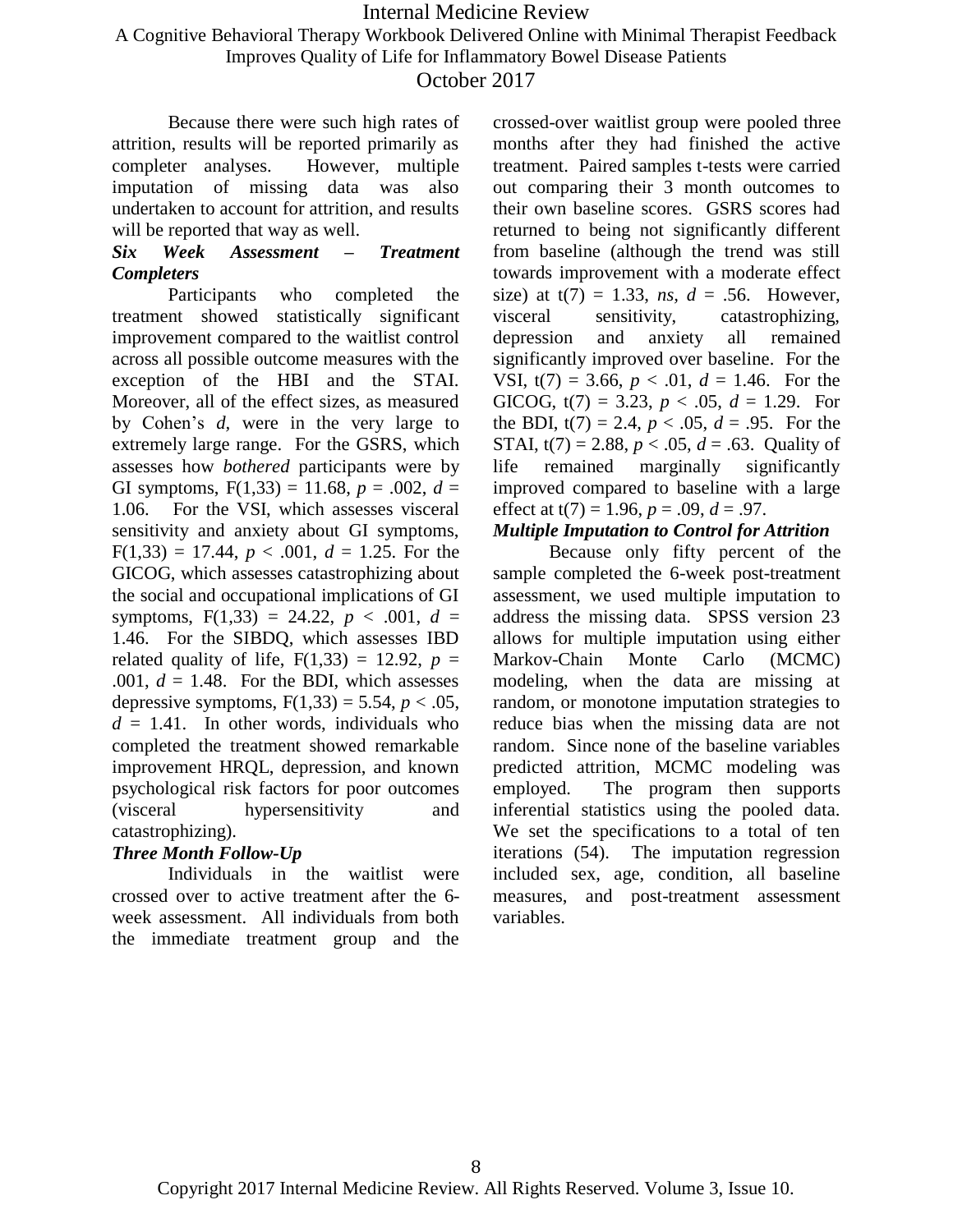Because there were such high rates of attrition, results will be reported primarily as completer analyses. However, multiple imputation of missing data was also undertaken to account for attrition, and results will be reported that way as well.

***Six Week Assessment – Treatment Completers***

Participants who completed the treatment showed statistically significant improvement compared to the waitlist control across all possible outcome measures with the exception of the HBI and the STAI. Moreover, all of the effect sizes, as measured by Cohen's *d*, were in the very large to extremely large range. For the GSRS, which assesses how *bothered* participants were by GI symptoms, $F(1,33) = 11.68$, $p = .002$, $d = 1.06$. For the VSI, which assesses visceral sensitivity and anxiety about GI symptoms, $F(1,33) = 17.44$, $p < .001$, $d = 1.25$. For the GICOG, which assesses catastrophizing about the social and occupational implications of GI symptoms, $F(1,33) = 24.22$, $p < .001$, $d = 1.46$. For the SIBDQ, which assesses IBD related quality of life, $F(1,33) = 12.92$, $p = .001$, $d = 1.48$. For the BDI, which assesses depressive symptoms, $F(1,33) = 5.54$, $p < .05$, $d = 1.41$. In other words, individuals who completed the treatment showed remarkable improvement HRQL, depression, and known psychological risk factors for poor outcomes (visceral hypersensitivity and catastrophizing).

***Three Month Follow-Up***

Individuals in the waitlist were crossed over to active treatment after the 6-week assessment. All individuals from both the immediate treatment group and the crossed-over waitlist group were pooled three months after they had finished the active treatment. Paired samples t-tests were carried out comparing their 3 month outcomes to their own baseline scores. GSRS scores had returned to being not significantly different from baseline (although the trend was still towards improvement with a moderate effect size) at $t(7) = 1.33$, *ns*, $d = .56$. However, visceral sensitivity, catastrophizing, depression and anxiety all remained significantly improved over baseline. For the VSI, $t(7) = 3.66$, $p < .01$, $d = 1.46$. For the GICOG, $t(7) = 3.23$, $p < .05$, $d = 1.29$. For the BDI, $t(7) = 2.4$, $p < .05$, $d = .95$. For the STAI, $t(7) = 2.88$, $p < .05$, $d = .63$. Quality of life remained marginally significantly improved compared to baseline with a large effect at $t(7) = 1.96$, $p = .09$, $d = .97$.

***Multiple Imputation to Control for Attrition***

Because only fifty percent of the sample completed the 6-week post-treatment assessment, we used multiple imputation to address the missing data. SPSS version 23 allows for multiple imputation using either Markov-Chain Monte Carlo (MCMC) modeling, when the data are missing at random, or monotone imputation strategies to reduce bias when the missing data are not random. Since none of the baseline variables predicted attrition, MCMC modeling was employed. The program then supports inferential statistics using the pooled data. We set the specifications to a total of ten iterations (54). The imputation regression included sex, age, condition, all baseline measures, and post-treatment assessment variables.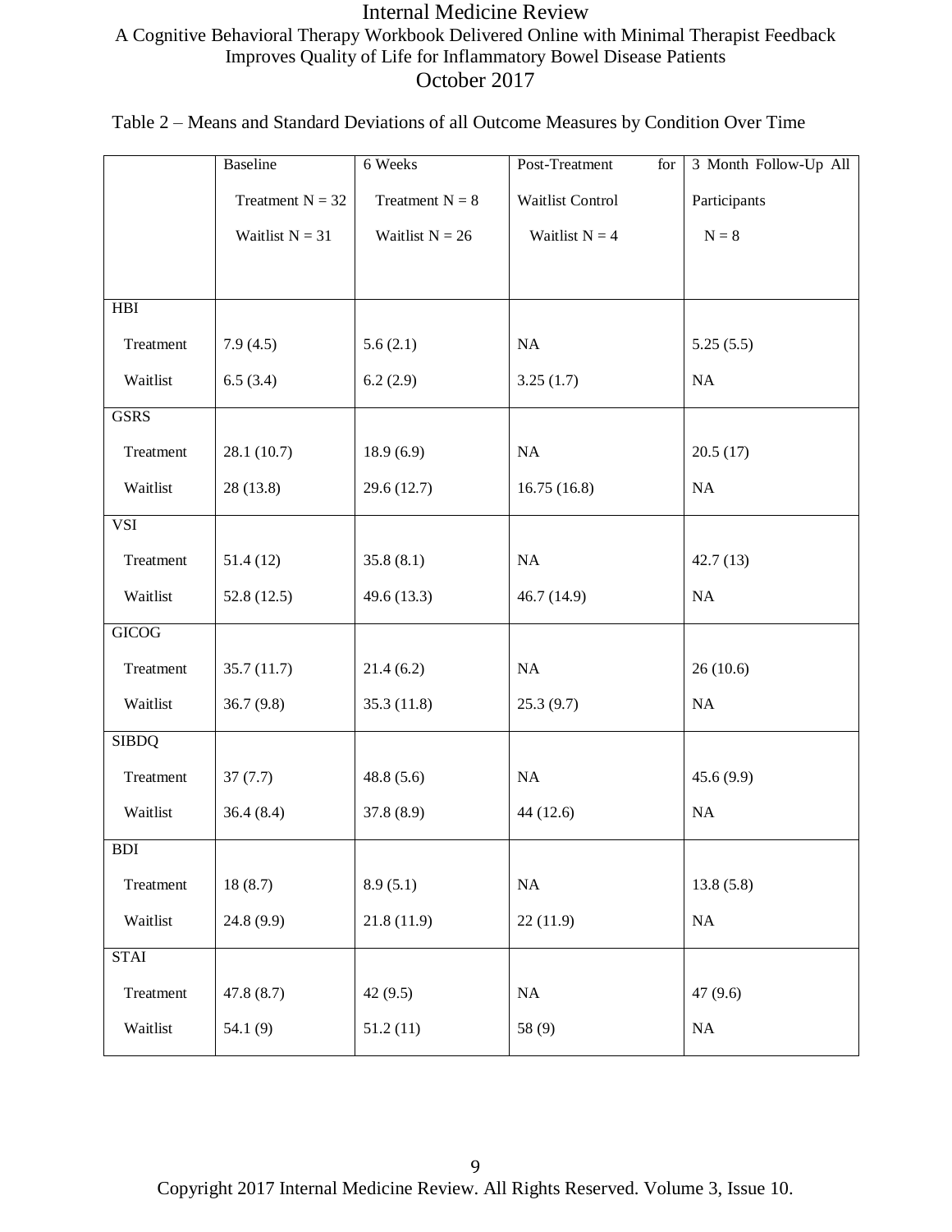Table 2 – Means and Standard Deviations of all Outcome Measures by Condition Over Time

| | Baseline Treatment N = 32 Waitlist N = 31 | 6 Weeks Treatment N = 8 Waitlist N = 26 | Post-Treatment for Waitlist Control Waitlist N = 4 | 3 Month Follow-Up All Participants N = 8 |
|---|---|---|---|---|
| HBI | | | | |
| Treatment | 7.9 (4.5) | 5.6 (2.1) | NA | 5.25 (5.5) |
| Waitlist | 6.5 (3.4) | 6.2 (2.9) | 3.25 (1.7) | NA |
| GSRS | | | | |
| Treatment | 28.1 (10.7) | 18.9 (6.9) | NA | 20.5 (17) |
| Waitlist | 28 (13.8) | 29.6 (12.7) | 16.75 (16.8) | NA |
| VSI | | | | |
| Treatment | 51.4 (12) | 35.8 (8.1) | NA | 42.7 (13) |
| Waitlist | 52.8 (12.5) | 49.6 (13.3) | 46.7 (14.9) | NA |
| GICOG | | | | |
| Treatment | 35.7 (11.7) | 21.4 (6.2) | NA | 26 (10.6) |
| Waitlist | 36.7 (9.8) | 35.3 (11.8) | 25.3 (9.7) | NA |
| SIBDQ | | | | |
| Treatment | 37 (7.7) | 48.8 (5.6) | NA | 45.6 (9.9) |
| Waitlist | 36.4 (8.4) | 37.8 (8.9) | 44 (12.6) | NA |
| BDI | | | | |
| Treatment | 18 (8.7) | 8.9 (5.1) | NA | 13.8 (5.8) |
| Waitlist | 24.8 (9.9) | 21.8 (11.9) | 22 (11.9) | NA |
| STAI | | | | |
| Treatment | 47.8 (8.7) | 42 (9.5) | NA | 47 (9.6) |
| Waitlist | 54.1 (9) | 51.2 (11) | 58 (9) | NA |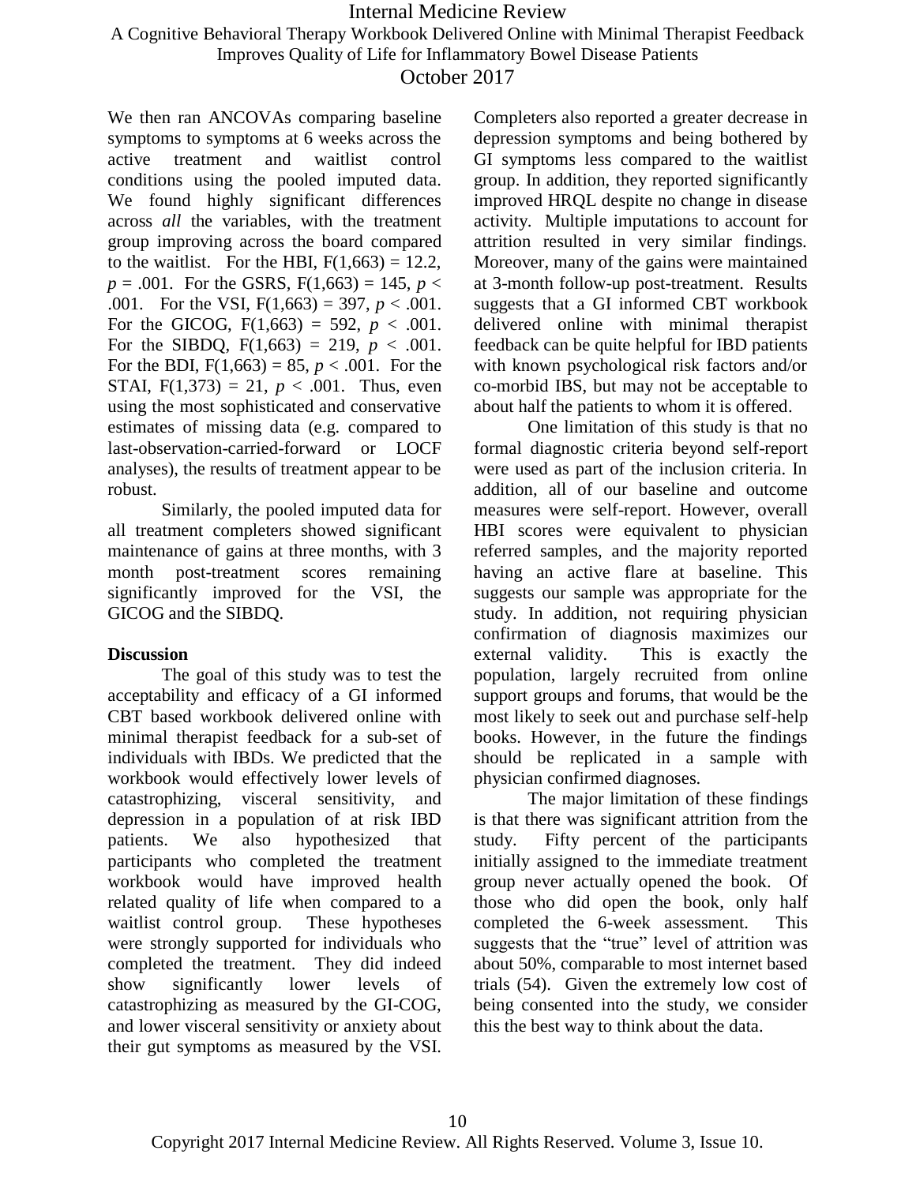We then ran ANCOVAs comparing baseline symptoms to symptoms at 6 weeks across the active treatment and waitlist control conditions using the pooled imputed data. We found highly significant differences across *all* the variables, with the treatment group improving across the board compared to the waitlist. For the HBI, $F(1,663) = 12.2$, $p = .001$. For the GSRS, $F(1,663) = 145$, $p < .001$. For the VSI, $F(1,663) = 397$, $p < .001$. For the GICOG, $F(1,663) = 592$, $p < .001$. For the SIBDQ, $F(1,663) = 219$, $p < .001$. For the BDI, $F(1,663) = 85$, $p < .001$. For the STAI, $F(1,373) = 21$, $p < .001$. Thus, even using the most sophisticated and conservative estimates of missing data (e.g. compared to last-observation-carried-forward or LOCF analyses), the results of treatment appear to be robust.

Similarly, the pooled imputed data for all treatment completers showed significant maintenance of gains at three months, with 3 month post-treatment scores remaining significantly improved for the VSI, the GICOG and the SIBDQ.

## Discussion

The goal of this study was to test the acceptability and efficacy of a GI informed CBT based workbook delivered online with minimal therapist feedback for a sub-set of individuals with IBDs. We predicted that the workbook would effectively lower levels of catastrophizing, visceral sensitivity, and depression in a population of at risk IBD patients. We also hypothesized that participants who completed the treatment workbook would have improved health related quality of life when compared to a waitlist control group. These hypotheses were strongly supported for individuals who completed the treatment. They did indeed show significantly lower levels of catastrophizing as measured by the GI-COG, and lower visceral sensitivity or anxiety about their gut symptoms as measured by the VSI. Completers also reported a greater decrease in depression symptoms and being bothered by GI symptoms less compared to the waitlist group. In addition, they reported significantly improved HRQL despite no change in disease activity. Multiple imputations to account for attrition resulted in very similar findings. Moreover, many of the gains were maintained at 3-month follow-up post-treatment. Results suggests that a GI informed CBT workbook delivered online with minimal therapist feedback can be quite helpful for IBD patients with known psychological risk factors and/or co-morbid IBS, but may not be acceptable to about half the patients to whom it is offered.

One limitation of this study is that no formal diagnostic criteria beyond self-report were used as part of the inclusion criteria. In addition, all of our baseline and outcome measures were self-report. However, overall HBI scores were equivalent to physician referred samples, and the majority reported having an active flare at baseline. This suggests our sample was appropriate for the study. In addition, not requiring physician confirmation of diagnosis maximizes our external validity. This is exactly the population, largely recruited from online support groups and forums, that would be the most likely to seek out and purchase self-help books. However, in the future the findings should be replicated in a sample with physician confirmed diagnoses.

The major limitation of these findings is that there was significant attrition from the study. Fifty percent of the participants initially assigned to the immediate treatment group never actually opened the book. Of those who did open the book, only half completed the 6-week assessment. This suggests that the "true" level of attrition was about 50%, comparable to most internet based trials (54). Given the extremely low cost of being consented into the study, we consider this the best way to think about the data.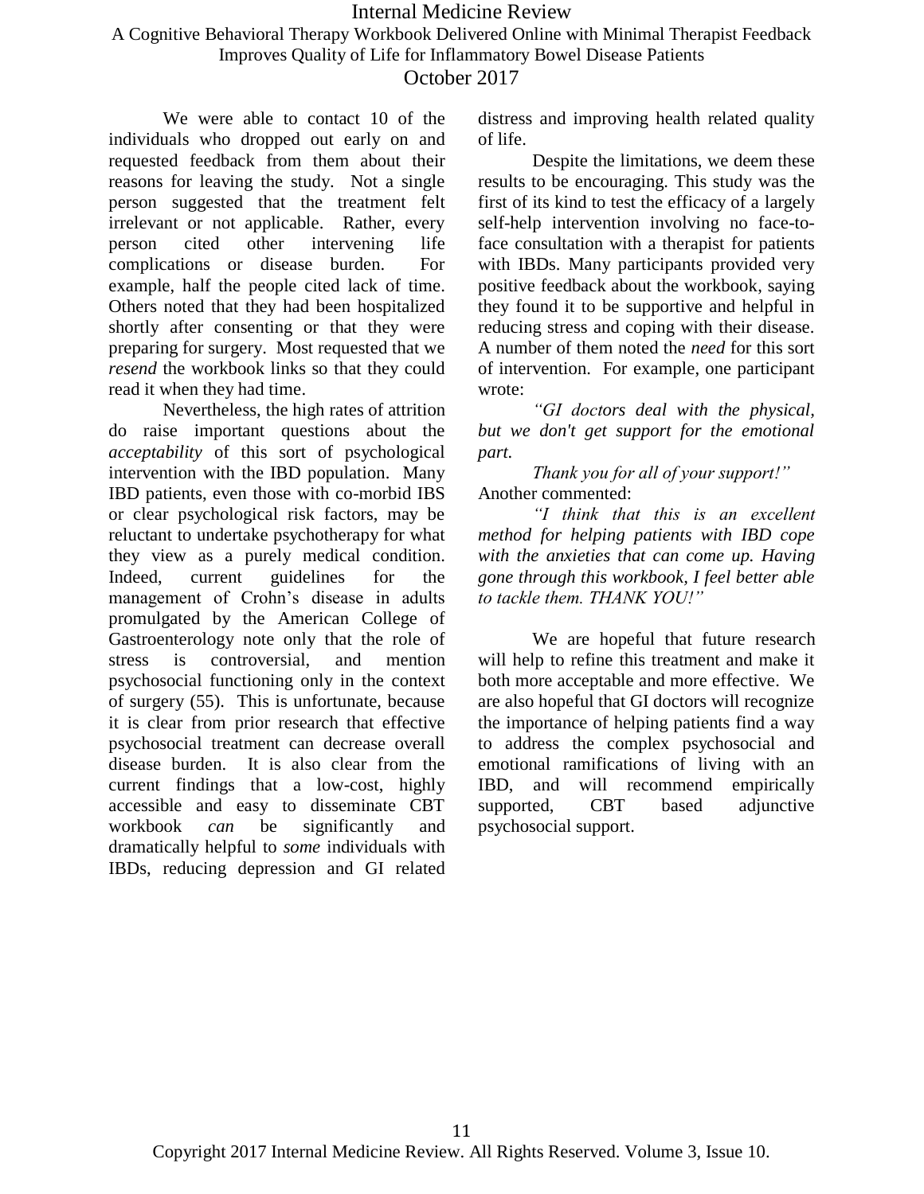We were able to contact 10 of the individuals who dropped out early on and requested feedback from them about their reasons for leaving the study. Not a single person suggested that the treatment felt irrelevant or not applicable. Rather, every person cited other intervening life complications or disease burden. For example, half the people cited lack of time. Others noted that they had been hospitalized shortly after consenting or that they were preparing for surgery. Most requested that we *resend* the workbook links so that they could read it when they had time.

Nevertheless, the high rates of attrition do raise important questions about the *acceptability* of this sort of psychological intervention with the IBD population. Many IBD patients, even those with co-morbid IBS or clear psychological risk factors, may be reluctant to undertake psychotherapy for what they view as a purely medical condition. Indeed, current guidelines for the management of Crohn's disease in adults promulgated by the American College of Gastroenterology note only that the role of stress is controversial, and mention psychosocial functioning only in the context of surgery (55). This is unfortunate, because it is clear from prior research that effective psychosocial treatment can decrease overall disease burden. It is also clear from the current findings that a low-cost, highly accessible and easy to disseminate CBT workbook *can* be significantly and dramatically helpful to *some* individuals with IBDs, reducing depression and GI related distress and improving health related quality of life.

Despite the limitations, we deem these results to be encouraging. This study was the first of its kind to test the efficacy of a largely self-help intervention involving no face-to-face consultation with a therapist for patients with IBDs. Many participants provided very positive feedback about the workbook, saying they found it to be supportive and helpful in reducing stress and coping with their disease. A number of them noted the *need* for this sort of intervention. For example, one participant wrote:

*"GI doctors deal with the physical, but we don't get support for the emotional part.*

*Thank you for all of your support!"*

Another commented:

*"I think that this is an excellent method for helping patients with IBD cope with the anxieties that can come up. Having gone through this workbook, I feel better able to tackle them. THANK YOU!"*

We are hopeful that future research will help to refine this treatment and make it both more acceptable and more effective. We are also hopeful that GI doctors will recognize the importance of helping patients find a way to address the complex psychosocial and emotional ramifications of living with an IBD, and will recommend empirically supported, CBT based adjunctive psychosocial support.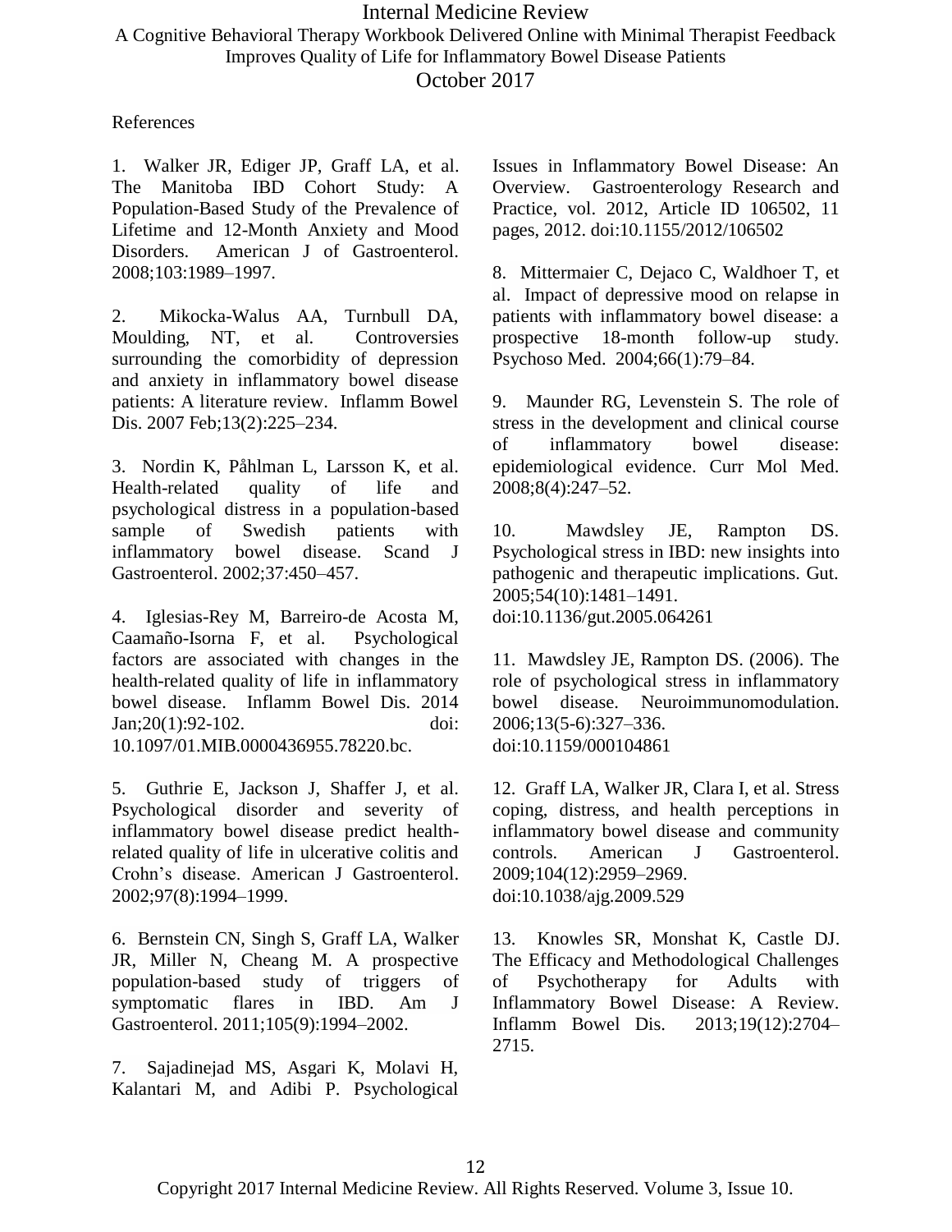References

1. Walker JR, Ediger JP, Graff LA, et al. The Manitoba IBD Cohort Study: A Population-Based Study of the Prevalence of Lifetime and 12-Month Anxiety and Mood Disorders. American J of Gastroenterol. 2008;103:1989–1997.

2. Mikocka-Walus AA, Turnbull DA, Moulding, NT, et al. Controversies surrounding the comorbidity of depression and anxiety in inflammatory bowel disease patients: A literature review. Inflamm Bowel Dis. 2007 Feb;13(2):225–234.

3. Nordin K, Påhlman L, Larsson K, et al. Health-related quality of life and psychological distress in a population-based sample of Swedish patients with inflammatory bowel disease. Scand J Gastroenterol. 2002;37:450–457.

4. Iglesias-Rey M, Barreiro-de Acosta M, Caamaño-Isorna F, et al. Psychological factors are associated with changes in the health-related quality of life in inflammatory bowel disease. Inflamm Bowel Dis. 2014 Jan;20(1):92-102. doi: 10.1097/01.MIB.0000436955.78220.bc.

5. Guthrie E, Jackson J, Shaffer J, et al. Psychological disorder and severity of inflammatory bowel disease predict health-related quality of life in ulcerative colitis and Crohn's disease. American J Gastroenterol. 2002;97(8):1994–1999.

6. Bernstein CN, Singh S, Graff LA, Walker JR, Miller N, Cheang M. A prospective population-based study of triggers of symptomatic flares in IBD. Am J Gastroenterol. 2011;105(9):1994–2002.

7. Sajadinejad MS, Asgari K, Molavi H, Kalantari M, and Adibi P. Psychological Issues in Inflammatory Bowel Disease: An Overview. Gastroenterology Research and Practice, vol. 2012, Article ID 106502, 11 pages, 2012. doi:10.1155/2012/106502

8. Mittermaier C, Dejaco C, Waldhoer T, et al. Impact of depressive mood on relapse in patients with inflammatory bowel disease: a prospective 18-month follow-up study. Psychoso Med. 2004;66(1):79–84.

9. Maunder RG, Levenstein S. The role of stress in the development and clinical course of inflammatory bowel disease: epidemiological evidence. Curr Mol Med. 2008;8(4):247–52.

10. Mawdsley JE, Rampton DS. Psychological stress in IBD: new insights into pathogenic and therapeutic implications. Gut. 2005;54(10):1481–1491. doi:10.1136/gut.2005.064261

11. Mawdsley JE, Rampton DS. (2006). The role of psychological stress in inflammatory bowel disease. Neuroimmunomodulation. 2006;13(5-6):327–336. doi:10.1159/000104861

12. Graff LA, Walker JR, Clara I, et al. Stress coping, distress, and health perceptions in inflammatory bowel disease and community controls. American J Gastroenterol. 2009;104(12):2959–2969. doi:10.1038/ajg.2009.529

13. Knowles SR, Monshat K, Castle DJ. The Efficacy and Methodological Challenges of Psychotherapy for Adults with Inflammatory Bowel Disease: A Review. Inflamm Bowel Dis. 2013;19(12):2704–2715.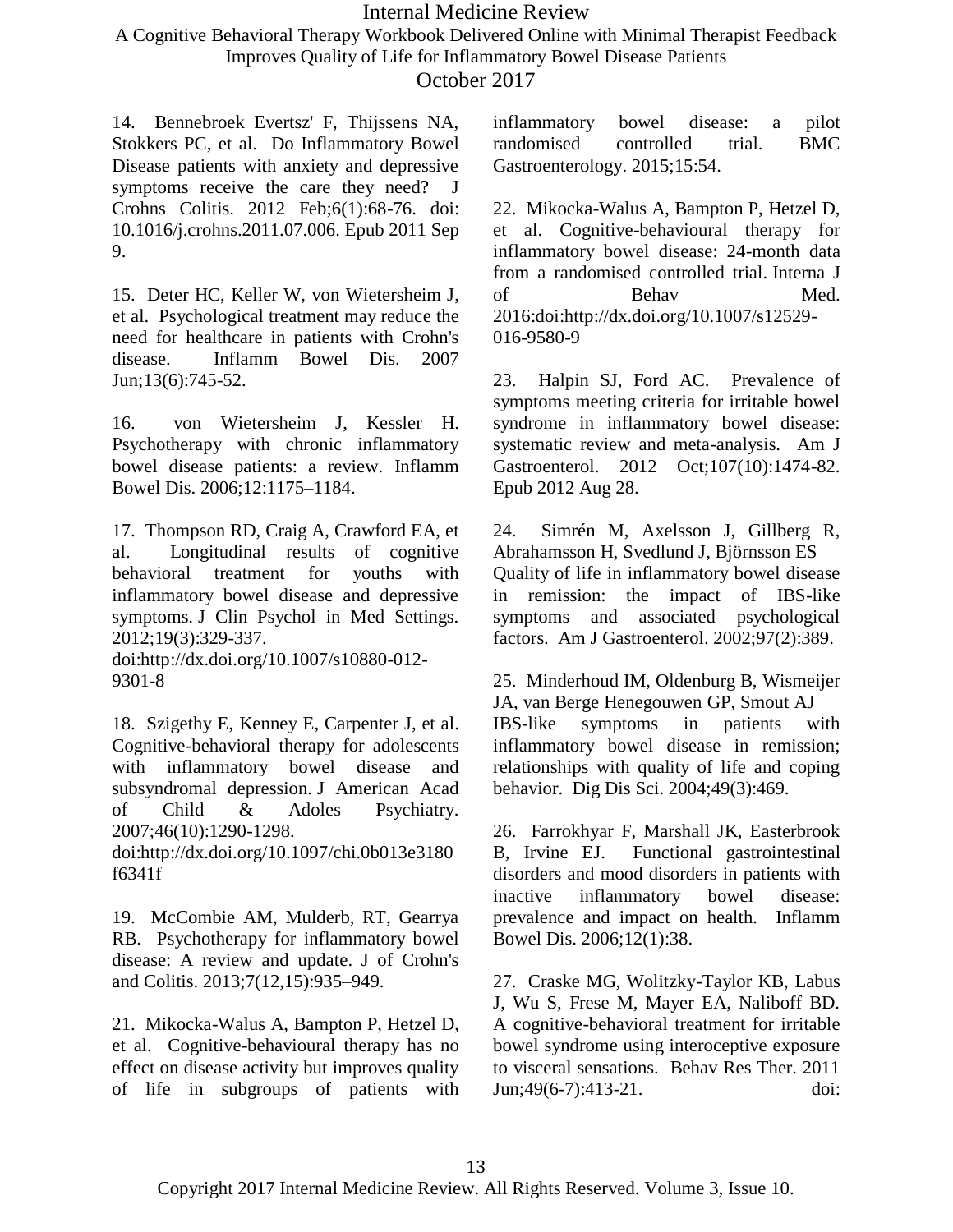14. Bennebroek Evertsz' F, Thijssens NA, Stokkers PC, et al. Do Inflammatory Bowel Disease patients with anxiety and depressive symptoms receive the care they need? J Crohns Colitis. 2012 Feb;6(1):68-76. doi: 10.1016/j.crohns.2011.07.006. Epub 2011 Sep 9.

15. Deter HC, Keller W, von Wietersheim J, et al. Psychological treatment may reduce the need for healthcare in patients with Crohn's disease. Inflamm Bowel Dis. 2007 Jun;13(6):745-52.

16. von Wietersheim J, Kessler H. Psychotherapy with chronic inflammatory bowel disease patients: a review. Inflamm Bowel Dis. 2006;12:1175–1184.

17. Thompson RD, Craig A, Crawford EA, et al. Longitudinal results of cognitive behavioral treatment for youths with inflammatory bowel disease and depressive symptoms. J Clin Psychol in Med Settings. 2012;19(3):329-337. doi:http://dx.doi.org/10.1007/s10880-012-9301-8

18. Szigethy E, Kenney E, Carpenter J, et al. Cognitive-behavioral therapy for adolescents with inflammatory bowel disease and subsyndromal depression. J American Acad of Child & Adoles Psychiatry. 2007;46(10):1290-1298. doi:http://dx.doi.org/10.1097/chi.0b013e3180f6341f

19. McCombie AM, Mulderb, RT, Gearrya RB. Psychotherapy for inflammatory bowel disease: A review and update. J of Crohn's and Colitis. 2013;7(12,15):935–949.

21. Mikocka-Walus A, Bampton P, Hetzel D, et al. Cognitive-behavioural therapy has no effect on disease activity but improves quality of life in subgroups of patients with inflammatory bowel disease: a pilot randomised controlled trial. BMC Gastroenterology. 2015;15:54.

22. Mikocka-Walus A, Bampton P, Hetzel D, et al. Cognitive-behavioural therapy for inflammatory bowel disease: 24-month data from a randomised controlled trial. Interna J of Behav Med. 2016:doi:http://dx.doi.org/10.1007/s12529-016-9580-9

23. Halpin SJ, Ford AC. Prevalence of symptoms meeting criteria for irritable bowel syndrome in inflammatory bowel disease: systematic review and meta-analysis. Am J Gastroenterol. 2012 Oct;107(10):1474-82. Epub 2012 Aug 28.

24. Simrén M, Axelsson J, Gillberg R, Abrahamsson H, Svedlund J, Björnsson ES Quality of life in inflammatory bowel disease in remission: the impact of IBS-like symptoms and associated psychological factors. Am J Gastroenterol. 2002;97(2):389.

25. Minderhoud IM, Oldenburg B, Wismeijer JA, van Berge Henegouwen GP, Smout AJ IBS-like symptoms in patients with inflammatory bowel disease in remission; relationships with quality of life and coping behavior. Dig Dis Sci. 2004;49(3):469.

26. Farrokhyar F, Marshall JK, Easterbrook B, Irvine EJ. Functional gastrointestinal disorders and mood disorders in patients with inactive inflammatory bowel disease: prevalence and impact on health. Inflamm Bowel Dis. 2006;12(1):38.

27. Craske MG, Wolitzky-Taylor KB, Labus J, Wu S, Frese M, Mayer EA, Naliboff BD. A cognitive-behavioral treatment for irritable bowel syndrome using interoceptive exposure to visceral sensations. Behav Res Ther. 2011 Jun;49(6-7):413-21. doi: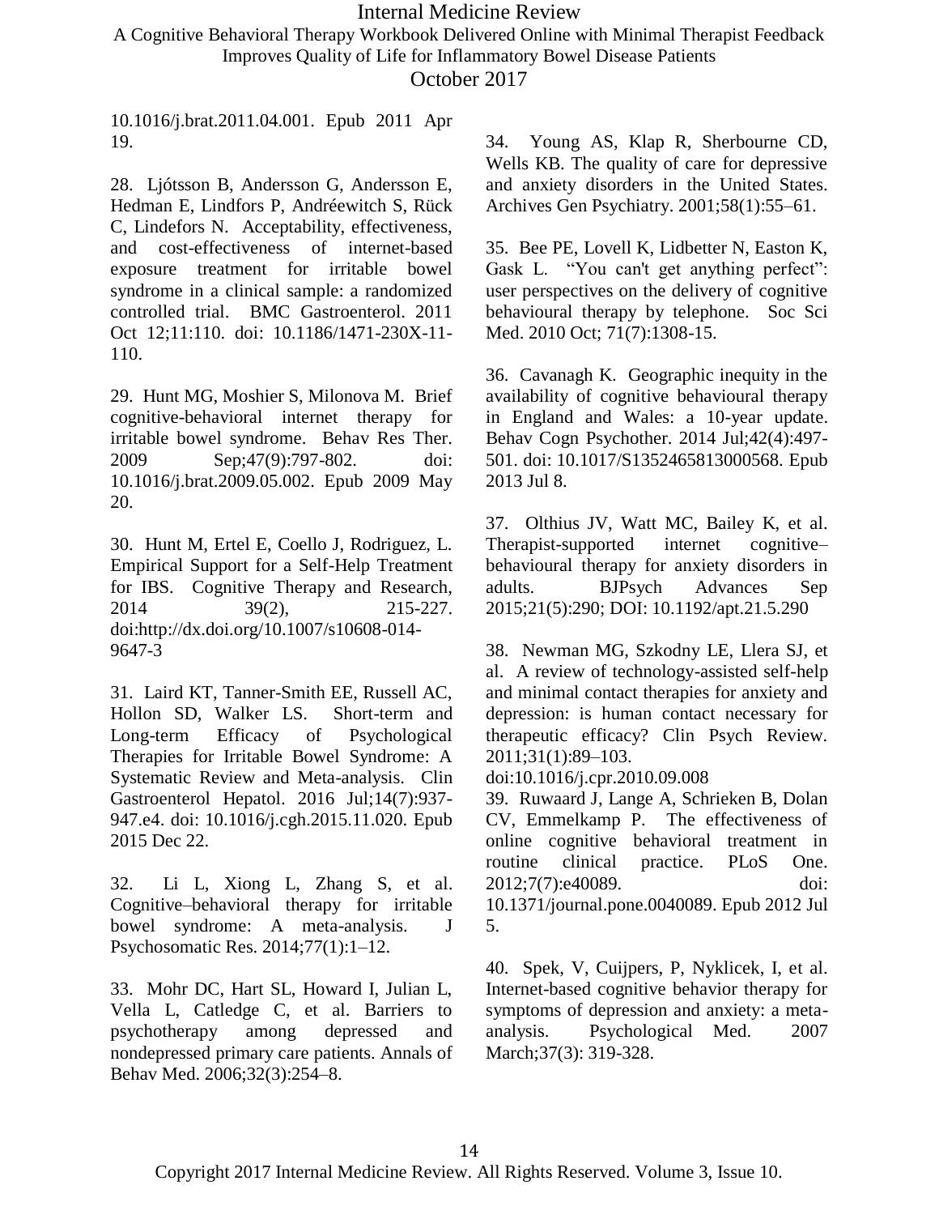10.1016/j.brat.2011.04.001. Epub 2011 Apr 19.

28. Ljótsson B, Andersson G, Andersson E, Hedman E, Lindfors P, Andréewitch S, Rück C, Lindefors N. Acceptability, effectiveness, and cost-effectiveness of internet-based exposure treatment for irritable bowel syndrome in a clinical sample: a randomized controlled trial. BMC Gastroenterol. 2011 Oct 12;11:110. doi: 10.1186/1471-230X-11-110.

29. Hunt MG, Moshier S, Milonova M. Brief cognitive-behavioral internet therapy for irritable bowel syndrome. Behav Res Ther. 2009 Sep;47(9):797-802. doi: 10.1016/j.brat.2009.05.002. Epub 2009 May 20.

30. Hunt M, Ertel E, Coello J, Rodriguez, L. Empirical Support for a Self-Help Treatment for IBS. Cognitive Therapy and Research, 2014 39(2), 215-227. doi:http://dx.doi.org/10.1007/s10608-014-9647-3

31. Laird KT, Tanner-Smith EE, Russell AC, Hollon SD, Walker LS. Short-term and Long-term Efficacy of Psychological Therapies for Irritable Bowel Syndrome: A Systematic Review and Meta-analysis. Clin Gastroenterol Hepatol. 2016 Jul;14(7):937-947.e4. doi: 10.1016/j.cgh.2015.11.020. Epub 2015 Dec 22.

32. Li L, Xiong L, Zhang S, et al. Cognitive–behavioral therapy for irritable bowel syndrome: A meta-analysis. J Psychosomatic Res. 2014;77(1):1–12.

33. Mohr DC, Hart SL, Howard I, Julian L, Vella L, Catledge C, et al. Barriers to psychotherapy among depressed and nondepressed primary care patients. Annals of Behav Med. 2006;32(3):254–8.

34. Young AS, Klap R, Sherbourne CD, Wells KB. The quality of care for depressive and anxiety disorders in the United States. Archives Gen Psychiatry. 2001;58(1):55–61.

35. Bee PE, Lovell K, Lidbetter N, Easton K, Gask L. "You can't get anything perfect": user perspectives on the delivery of cognitive behavioural therapy by telephone. Soc Sci Med. 2010 Oct; 71(7):1308-15.

36. Cavanagh K. Geographic inequity in the availability of cognitive behavioural therapy in England and Wales: a 10-year update. Behav Cogn Psychother. 2014 Jul;42(4):497-501. doi: 10.1017/S1352465813000568. Epub 2013 Jul 8.

37. Olthius JV, Watt MC, Bailey K, et al. Therapist-supported internet cognitive–behavioural therapy for anxiety disorders in adults. BJPsych Advances Sep 2015;21(5):290; DOI: 10.1192/apt.21.5.290

38. Newman MG, Szkodny LE, Llera SJ, et al. A review of technology-assisted self-help and minimal contact therapies for anxiety and depression: is human contact necessary for therapeutic efficacy? Clin Psych Review. 2011;31(1):89–103. doi:10.1016/j.cpr.2010.09.008

39. Ruwaard J, Lange A, Schrieken B, Dolan CV, Emmelkamp P. The effectiveness of online cognitive behavioral treatment in routine clinical practice. PLoS One. 2012;7(7):e40089. doi: 10.1371/journal.pone.0040089. Epub 2012 Jul 5.

40. Spek, V, Cuijpers, P, Nyklicek, I, et al. Internet-based cognitive behavior therapy for symptoms of depression and anxiety: a meta-analysis. Psychological Med. 2007 March;37(3): 319-328.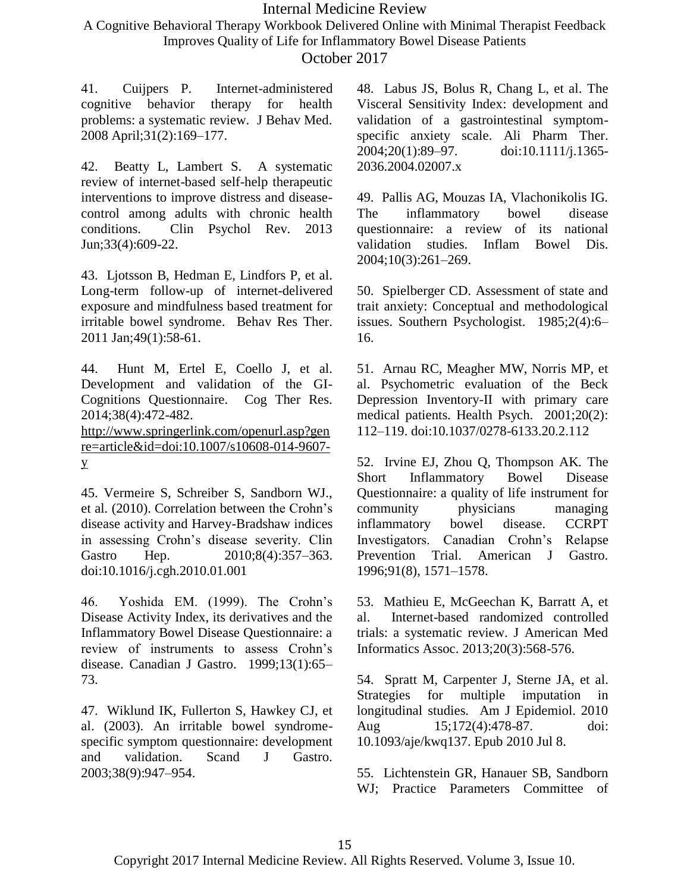41. Cuijpers P. Internet-administered cognitive behavior therapy for health problems: a systematic review. J Behav Med. 2008 April;31(2):169–177.

42. Beatty L, Lambert S. A systematic review of internet-based self-help therapeutic interventions to improve distress and disease-control among adults with chronic health conditions. Clin Psychol Rev. 2013 Jun;33(4):609-22.

43. Ljotsson B, Hedman E, Lindfors P, et al. Long-term follow-up of internet-delivered exposure and mindfulness based treatment for irritable bowel syndrome. Behav Res Ther. 2011 Jan;49(1):58-61.

44. Hunt M, Ertel E, Coello J, et al. Development and validation of the GI-Cognitions Questionnaire. Cog Ther Res. 2014;38(4):472-482. http://www.springerlink.com/openurl.asp?genre=article&id=doi:10.1007/s10608-014-9607-y

45. Vermeire S, Schreiber S, Sandborn WJ., et al. (2010). Correlation between the Crohn's disease activity and Harvey-Bradshaw indices in assessing Crohn's disease severity. Clin Gastro Hep. 2010;8(4):357–363. doi:10.1016/j.cgh.2010.01.001

46. Yoshida EM. (1999). The Crohn's Disease Activity Index, its derivatives and the Inflammatory Bowel Disease Questionnaire: a review of instruments to assess Crohn's disease. Canadian J Gastro. 1999;13(1):65–73.

47. Wiklund IK, Fullerton S, Hawkey CJ, et al. (2003). An irritable bowel syndrome-specific symptom questionnaire: development and validation. Scand J Gastro. 2003;38(9):947–954.

48. Labus JS, Bolus R, Chang L, et al. The Visceral Sensitivity Index: development and validation of a gastrointestinal symptom-specific anxiety scale. Ali Pharm Ther. 2004;20(1):89–97. doi:10.1111/j.1365-2036.2004.02007.x

49. Pallis AG, Mouzas IA, Vlachonikolis IG. The inflammatory bowel disease questionnaire: a review of its national validation studies. Inflam Bowel Dis. 2004;10(3):261–269.

50. Spielberger CD. Assessment of state and trait anxiety: Conceptual and methodological issues. Southern Psychologist. 1985;2(4):6–16.

51. Arnau RC, Meagher MW, Norris MP, et al. Psychometric evaluation of the Beck Depression Inventory-II with primary care medical patients. Health Psych. 2001;20(2): 112–119. doi:10.1037/0278-6133.20.2.112

52. Irvine EJ, Zhou Q, Thompson AK. The Short Inflammatory Bowel Disease Questionnaire: a quality of life instrument for community physicians managing inflammatory bowel disease. CCRPT Investigators. Canadian Crohn's Relapse Prevention Trial. American J Gastro. 1996;91(8), 1571–1578.

53. Mathieu E, McGeechan K, Barratt A, et al. Internet-based randomized controlled trials: a systematic review. J American Med Informatics Assoc. 2013;20(3):568-576.

54. Spratt M, Carpenter J, Sterne JA, et al. Strategies for multiple imputation in longitudinal studies. Am J Epidemiol. 2010 Aug 15;172(4):478-87. doi: 10.1093/aje/kwq137. Epub 2010 Jul 8.

55. Lichtenstein GR, Hanauer SB, Sandborn WJ; Practice Parameters Committee of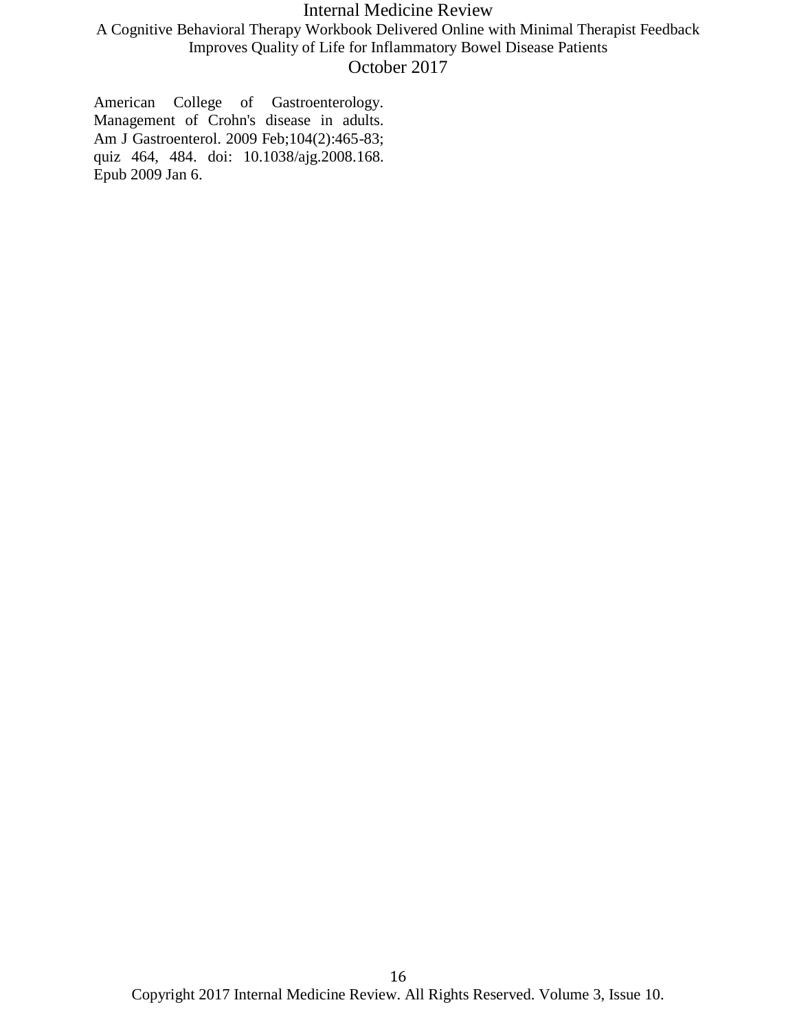American College of Gastroenterology. Management of Crohn's disease in adults. Am J Gastroenterol. 2009 Feb;104(2):465-83; quiz 464, 484. doi: 10.1038/ajg.2008.168. Epub 2009 Jan 6.